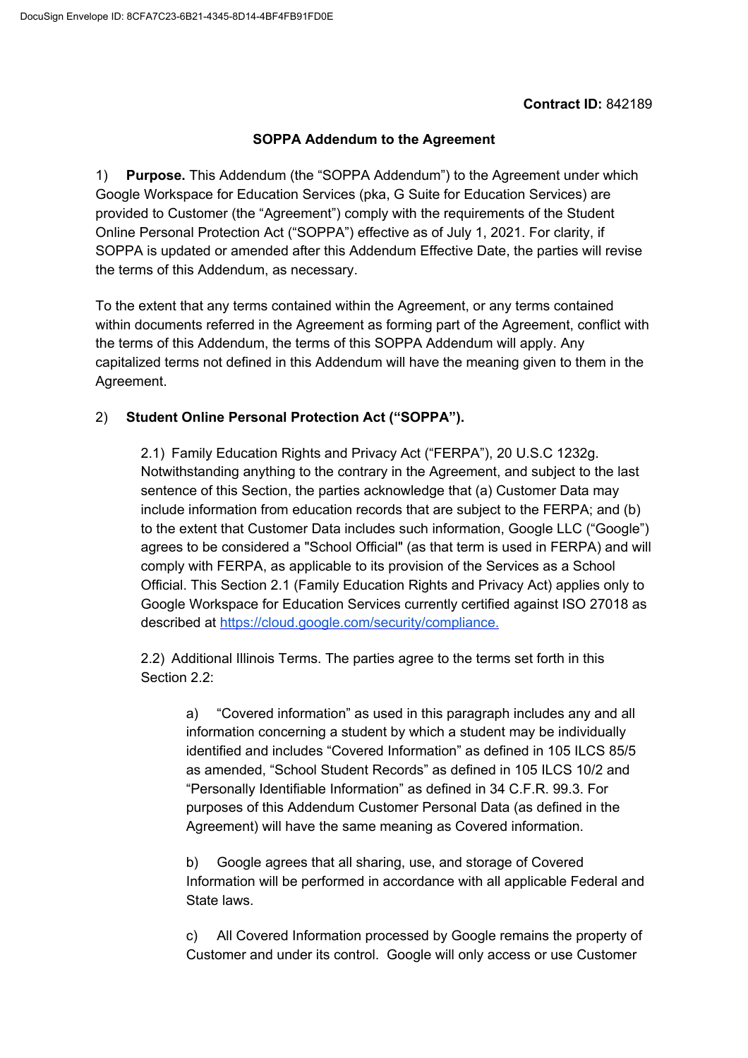**Contract ID:** 842189

**SOPPA Addendum to the Agreement**

1) **Purpose.** This Addendum (the "SOPPA Addendum") to the Agreement under which Google Workspace for Education Services (pka, G Suite for Education Services) are provided to Customer (the "Agreement") comply with the requirements of the Student Online Personal Protection Act ("SOPPA") effective as of July 1, 2021. For clarity, if SOPPA is updated or amended after this Addendum Effective Date, the parties will revise the terms of this Addendum, as necessary.

To the extent that any terms contained within the Agreement, or any terms contained within documents referred in the Agreement as forming part of the Agreement, conflict with the terms of this Addendum, the terms of this SOPPA Addendum will apply. Any capitalized terms not defined in this Addendum will have the meaning given to them in the Agreement.

2) **Student Online Personal Protection Act ("SOPPA").**

2.1) Family Education Rights and Privacy Act ("FERPA"), 20 U.S.C 1232g. Notwithstanding anything to the contrary in the Agreement, and subject to the last sentence of this Section, the parties acknowledge that (a) Customer Data may include information from education records that are subject to the FERPA; and (b) to the extent that Customer Data includes such information, Google LLC ("Google") agrees to be considered a "School Official" (as that term is used in FERPA) and will comply with FERPA, as applicable to its provision of the Services as a School Official. This Section 2.1 (Family Education Rights and Privacy Act) applies only to Google Workspace for Education Services currently certified against ISO 27018 as described at https://cloud.google.com/security/compliance.

2.2) Additional Illinois Terms. The parties agree to the terms set forth in this Section 2.2:

a) "Covered information" as used in this paragraph includes any and all information concerning a student by which a student may be individually identified and includes "Covered Information" as defined in 105 ILCS 85/5 as amended, "School Student Records" as defined in 105 ILCS 10/2 and "Personally Identifiable Information" as defined in 34 C.F.R. 99.3. For purposes of this Addendum Customer Personal Data (as defined in the Agreement) will have the same meaning as Covered information.

b) Google agrees that all sharing, use, and storage of Covered Information will be performed in accordance with all applicable Federal and State laws.

c) All Covered Information processed by Google remains the property of Customer and under its control. Google will only access or use Customer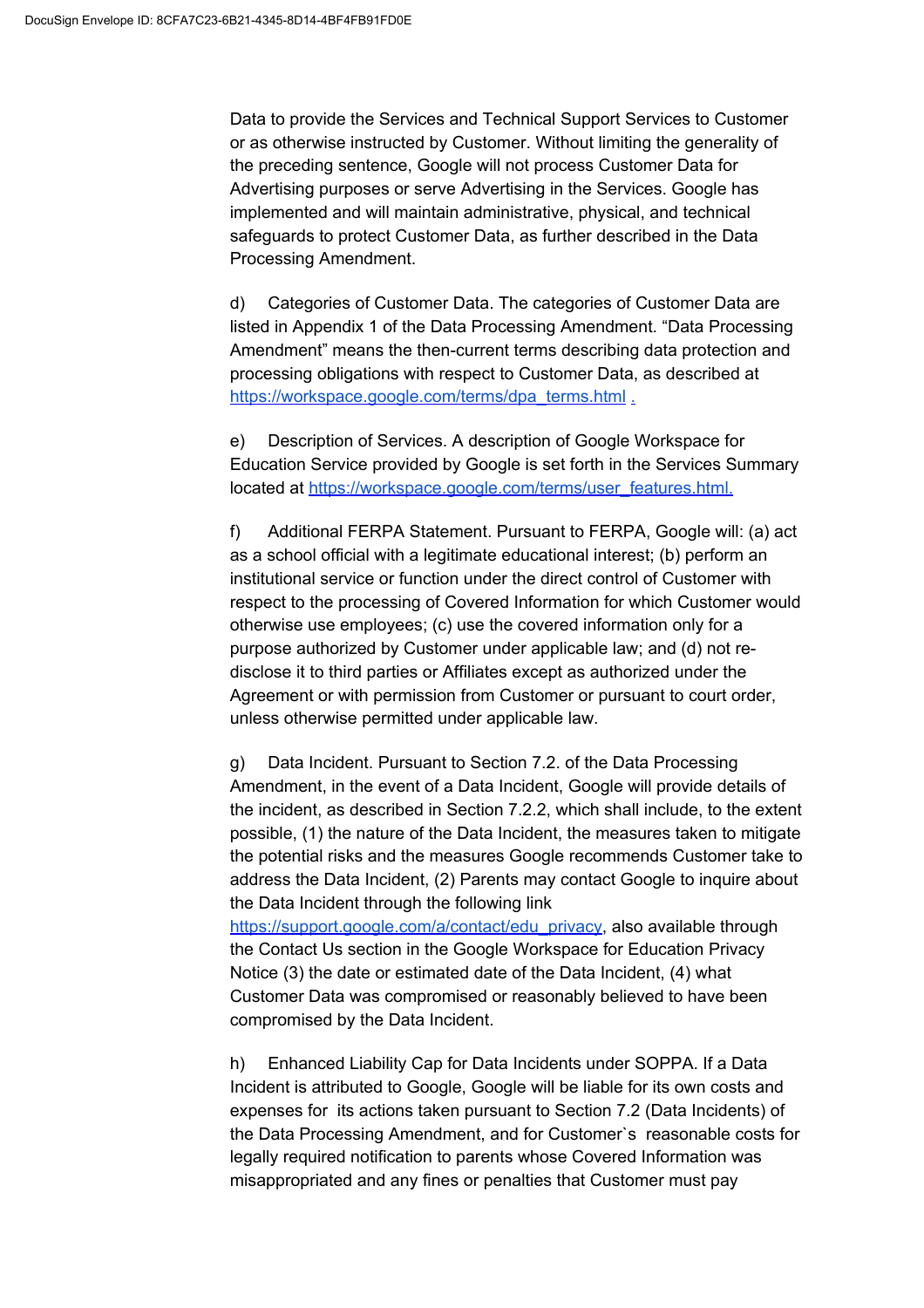Data to provide the Services and Technical Support Services to Customer or as otherwise instructed by Customer. Without limiting the generality of the preceding sentence, Google will not process Customer Data for Advertising purposes or serve Advertising in the Services. Google has implemented and will maintain administrative, physical, and technical safeguards to protect Customer Data, as further described in the Data Processing Amendment.

d) Categories of Customer Data. The categories of Customer Data are listed in Appendix 1 of the Data Processing Amendment. “Data Processing Amendment” means the then-current terms describing data protection and processing obligations with respect to Customer Data, as described at https://workspace.google.com/terms/dpa_terms.html .

e) Description of Services. A description of Google Workspace for Education Service provided by Google is set forth in the Services Summary located at https://workspace.google.com/terms/user_features.html.

f) Additional FERPA Statement. Pursuant to FERPA, Google will: (a) act as a school official with a legitimate educational interest; (b) perform an institutional service or function under the direct control of Customer with respect to the processing of Covered Information for which Customer would otherwise use employees; (c) use the covered information only for a purpose authorized by Customer under applicable law; and (d) not re-disclose it to third parties or Affiliates except as authorized under the Agreement or with permission from Customer or pursuant to court order, unless otherwise permitted under applicable law.

g) Data Incident. Pursuant to Section 7.2. of the Data Processing Amendment, in the event of a Data Incident, Google will provide details of the incident, as described in Section 7.2.2, which shall include, to the extent possible, (1) the nature of the Data Incident, the measures taken to mitigate the potential risks and the measures Google recommends Customer take to address the Data Incident, (2) Parents may contact Google to inquire about the Data Incident through the following link https://support.google.com/a/contact/edu_privacy, also available through the Contact Us section in the Google Workspace for Education Privacy Notice (3) the date or estimated date of the Data Incident, (4) what Customer Data was compromised or reasonably believed to have been compromised by the Data Incident.

h) Enhanced Liability Cap for Data Incidents under SOPPA. If a Data Incident is attributed to Google, Google will be liable for its own costs and expenses for its actions taken pursuant to Section 7.2 (Data Incidents) of the Data Processing Amendment, and for Customer`s reasonable costs for legally required notification to parents whose Covered Information was misappropriated and any fines or penalties that Customer must pay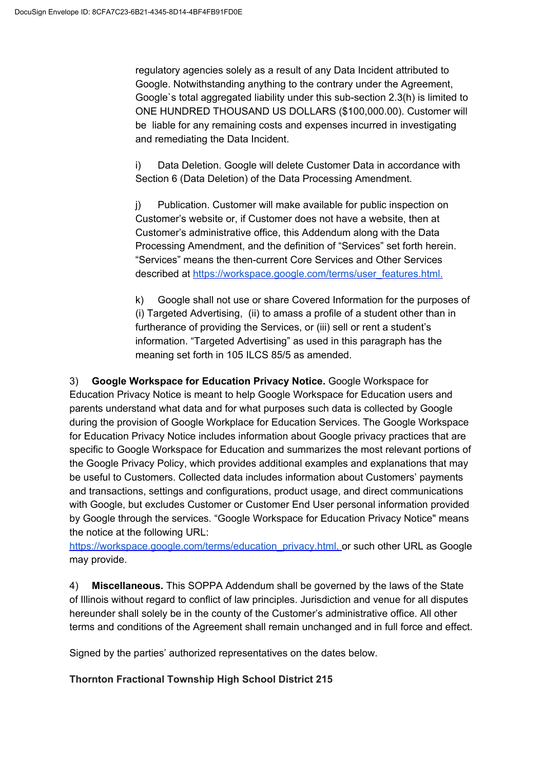regulatory agencies solely as a result of any Data Incident attributed to Google. Notwithstanding anything to the contrary under the Agreement, Google`s total aggregated liability under this sub-section 2.3(h) is limited to ONE HUNDRED THOUSAND US DOLLARS ($100,000.00). Customer will be liable for any remaining costs and expenses incurred in investigating and remediating the Data Incident.

i) Data Deletion. Google will delete Customer Data in accordance with Section 6 (Data Deletion) of the Data Processing Amendment.

j) Publication. Customer will make available for public inspection on Customer's website or, if Customer does not have a website, then at Customer's administrative office, this Addendum along with the Data Processing Amendment, and the definition of "Services" set forth herein. "Services" means the then-current Core Services and Other Services described at https://workspace.google.com/terms/user_features.html.

k) Google shall not use or share Covered Information for the purposes of (i) Targeted Advertising, (ii) to amass a profile of a student other than in furtherance of providing the Services, or (iii) sell or rent a student's information. "Targeted Advertising" as used in this paragraph has the meaning set forth in 105 ILCS 85/5 as amended.

3) **Google Workspace for Education Privacy Notice.** Google Workspace for Education Privacy Notice is meant to help Google Workspace for Education users and parents understand what data and for what purposes such data is collected by Google during the provision of Google Workplace for Education Services. The Google Workspace for Education Privacy Notice includes information about Google privacy practices that are specific to Google Workspace for Education and summarizes the most relevant portions of the Google Privacy Policy, which provides additional examples and explanations that may be useful to Customers. Collected data includes information about Customers' payments and transactions, settings and configurations, product usage, and direct communications with Google, but excludes Customer or Customer End User personal information provided by Google through the services. "Google Workspace for Education Privacy Notice" means the notice at the following URL: https://workspace.google.com/terms/education_privacy.html. or such other URL as Google may provide.

4) **Miscellaneous.** This SOPPA Addendum shall be governed by the laws of the State of Illinois without regard to conflict of law principles. Jurisdiction and venue for all disputes hereunder shall solely be in the county of the Customer's administrative office. All other terms and conditions of the Agreement shall remain unchanged and in full force and effect.

Signed by the parties' authorized representatives on the dates below.

**Thornton Fractional Township High School District 215**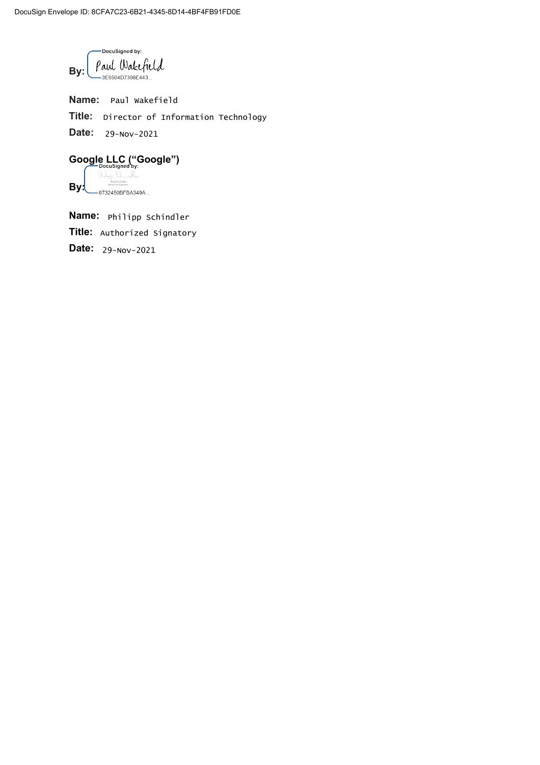DocuSign Envelope ID: 8CFA7C23-6B21-4345-8D14-4BF4FB91FD0E

**By:** DocuSigned by: Paul Wakefield 3E6504D7308E443...

**Name:** Paul Wakefield

**Title:** Director of Information Technology

**Date:** 29-Nov-2021

**Google LLC ("Google")**

**By:** DocuSigned by: 6732450BFBA349A...

**Name:** Philipp Schindler

**Title:** Authorized Signatory

**Date:** 29-Nov-2021